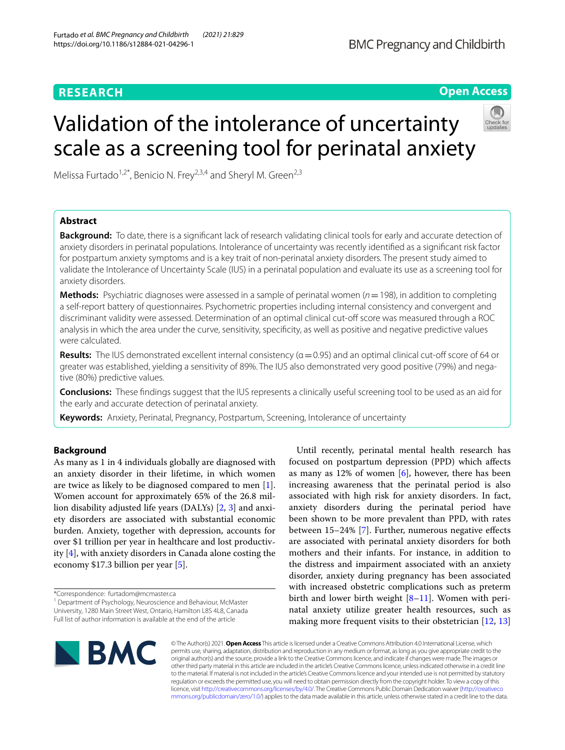RESEARCH

Open Access

# Validation of the intolerance of uncertainty scale as a screening tool for perinatal anxiety

Melissa Furtado[1,2*], Benicio N. Frey[2,3,4] and Sheryl M. Green[2,3]

## Abstract

**Background:** To date, there is a significant lack of research validating clinical tools for early and accurate detection of anxiety disorders in perinatal populations. Intolerance of uncertainty was recently identified as a significant risk factor for postpartum anxiety symptoms and is a key trait of non-perinatal anxiety disorders. The present study aimed to validate the Intolerance of Uncertainty Scale (IUS) in a perinatal population and evaluate its use as a screening tool for anxiety disorders.

**Methods:** Psychiatric diagnoses were assessed in a sample of perinatal women ($n=198$), in addition to completing a self-report battery of questionnaires. Psychometric properties including internal consistency and convergent and discriminant validity were assessed. Determination of an optimal clinical cut-off score was measured through a ROC analysis in which the area under the curve, sensitivity, specificity, as well as positive and negative predictive values were calculated.

**Results:** The IUS demonstrated excellent internal consistency ($\alpha=0.95$) and an optimal clinical cut-off score of 64 or greater was established, yielding a sensitivity of 89%. The IUS also demonstrated very good positive (79%) and negative (80%) predictive values.

**Conclusions:** These findings suggest that the IUS represents a clinically useful screening tool to be used as an aid for the early and accurate detection of perinatal anxiety.

**Keywords:** Anxiety, Perinatal, Pregnancy, Postpartum, Screening, Intolerance of uncertainty

## Background

As many as 1 in 4 individuals globally are diagnosed with an anxiety disorder in their lifetime, in which women are twice as likely to be diagnosed compared to men [1]. Women account for approximately 65% of the 26.8 million disability adjusted life years (DALYs) [2, 3] and anxiety disorders are associated with substantial economic burden. Anxiety, together with depression, accounts for over $1 trillion per year in healthcare and lost productivity [4], with anxiety disorders in Canada alone costing the economy $17.3 billion per year [5].

Until recently, perinatal mental health research has focused on postpartum depression (PPD) which affects as many as 12% of women [6], however, there has been increasing awareness that the perinatal period is also associated with high risk for anxiety disorders. In fact, anxiety disorders during the perinatal period have been shown to be more prevalent than PPD, with rates between 15–24% [7]. Further, numerous negative effects are associated with perinatal anxiety disorders for both mothers and their infants. For instance, in addition to the distress and impairment associated with an anxiety disorder, anxiety during pregnancy has been associated with increased obstetric complications such as preterm birth and lower birth weight [8–11]. Women with perinatal anxiety utilize greater health resources, such as making more frequent visits to their obstetrician [12, 13]

*Correspondence: furtadom@mcmaster.ca
[1] Department of Psychology, Neuroscience and Behaviour, McMaster University, 1280 Main Street West, Ontario, Hamilton L8S 4L8, Canada
Full list of author information is available at the end of the article

© The Author(s) 2021. **Open Access** This article is licensed under a Creative Commons Attribution 4.0 International License, which permits use, sharing, adaptation, distribution and reproduction in any medium or format, as long as you give appropriate credit to the original author(s) and the source, provide a link to the Creative Commons licence, and indicate if changes were made. The images or other third party material in this article are included in the article's Creative Commons licence, unless indicated otherwise in a credit line to the material. If material is not included in the article's Creative Commons licence and your intended use is not permitted by statutory regulation or exceeds the permitted use, you will need to obtain permission directly from the copyright holder. To view a copy of this licence, visit http://creativecommons.org/licenses/by/4.0/. The Creative Commons Public Domain Dedication waiver (http://creativecommons.org/publicdomain/zero/1.0/) applies to the data made available in this article, unless otherwise stated in a credit line to the data.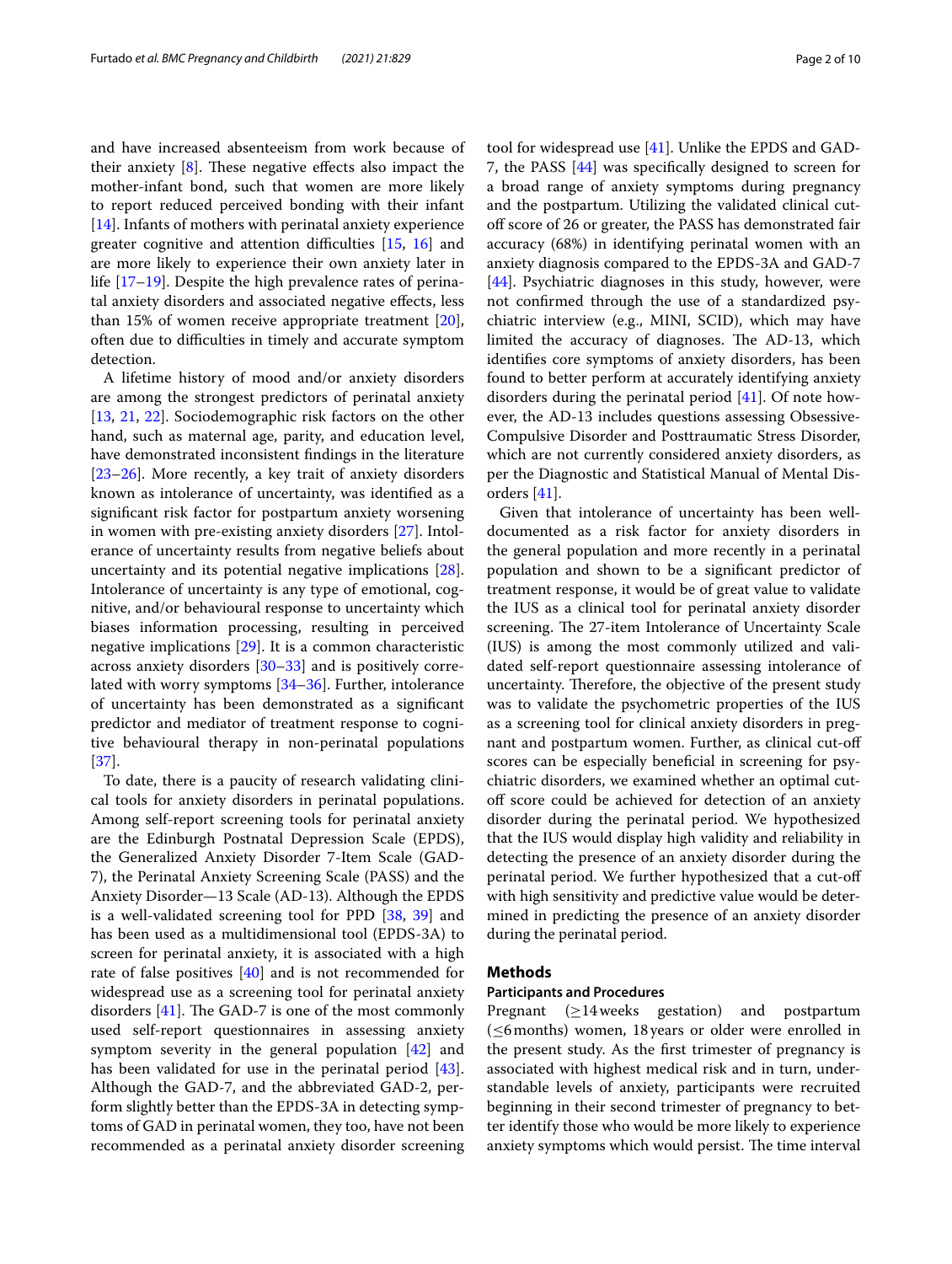and have increased absenteeism from work because of their anxiety [8]. These negative effects also impact the mother-infant bond, such that women are more likely to report reduced perceived bonding with their infant [14]. Infants of mothers with perinatal anxiety experience greater cognitive and attention difficulties [15, 16] and are more likely to experience their own anxiety later in life [17–19]. Despite the high prevalence rates of perinatal anxiety disorders and associated negative effects, less than 15% of women receive appropriate treatment [20], often due to difficulties in timely and accurate symptom detection.

A lifetime history of mood and/or anxiety disorders are among the strongest predictors of perinatal anxiety [13, 21, 22]. Sociodemographic risk factors on the other hand, such as maternal age, parity, and education level, have demonstrated inconsistent findings in the literature [23–26]. More recently, a key trait of anxiety disorders known as intolerance of uncertainty, was identified as a significant risk factor for postpartum anxiety worsening in women with pre-existing anxiety disorders [27]. Intolerance of uncertainty results from negative beliefs about uncertainty and its potential negative implications [28]. Intolerance of uncertainty is any type of emotional, cognitive, and/or behavioural response to uncertainty which biases information processing, resulting in perceived negative implications [29]. It is a common characteristic across anxiety disorders [30–33] and is positively correlated with worry symptoms [34–36]. Further, intolerance of uncertainty has been demonstrated as a significant predictor and mediator of treatment response to cognitive behavioural therapy in non-perinatal populations [37].

To date, there is a paucity of research validating clinical tools for anxiety disorders in perinatal populations. Among self-report screening tools for perinatal anxiety are the Edinburgh Postnatal Depression Scale (EPDS), the Generalized Anxiety Disorder 7-Item Scale (GAD-7), the Perinatal Anxiety Screening Scale (PASS) and the Anxiety Disorder—13 Scale (AD-13). Although the EPDS is a well-validated screening tool for PPD [38, 39] and has been used as a multidimensional tool (EPDS-3A) to screen for perinatal anxiety, it is associated with a high rate of false positives [40] and is not recommended for widespread use as a screening tool for perinatal anxiety disorders [41]. The GAD-7 is one of the most commonly used self-report questionnaires in assessing anxiety symptom severity in the general population [42] and has been validated for use in the perinatal period [43]. Although the GAD-7, and the abbreviated GAD-2, perform slightly better than the EPDS-3A in detecting symptoms of GAD in perinatal women, they too, have not been recommended as a perinatal anxiety disorder screening tool for widespread use [41]. Unlike the EPDS and GAD-7, the PASS [44] was specifically designed to screen for a broad range of anxiety symptoms during pregnancy and the postpartum. Utilizing the validated clinical cut-off score of 26 or greater, the PASS has demonstrated fair accuracy (68%) in identifying perinatal women with an anxiety diagnosis compared to the EPDS-3A and GAD-7 [44]. Psychiatric diagnoses in this study, however, were not confirmed through the use of a standardized psychiatric interview (e.g., MINI, SCID), which may have limited the accuracy of diagnoses. The AD-13, which identifies core symptoms of anxiety disorders, has been found to better perform at accurately identifying anxiety disorders during the perinatal period [41]. Of note however, the AD-13 includes questions assessing Obsessive-Compulsive Disorder and Posttraumatic Stress Disorder, which are not currently considered anxiety disorders, as per the Diagnostic and Statistical Manual of Mental Disorders [41].

Given that intolerance of uncertainty has been well-documented as a risk factor for anxiety disorders in the general population and more recently in a perinatal population and shown to be a significant predictor of treatment response, it would be of great value to validate the IUS as a clinical tool for perinatal anxiety disorder screening. The 27-item Intolerance of Uncertainty Scale (IUS) is among the most commonly utilized and validated self-report questionnaire assessing intolerance of uncertainty. Therefore, the objective of the present study was to validate the psychometric properties of the IUS as a screening tool for clinical anxiety disorders in pregnant and postpartum women. Further, as clinical cut-off scores can be especially beneficial in screening for psychiatric disorders, we examined whether an optimal cut-off score could be achieved for detection of an anxiety disorder during the perinatal period. We hypothesized that the IUS would display high validity and reliability in detecting the presence of an anxiety disorder during the perinatal period. We further hypothesized that a cut-off with high sensitivity and predictive value would be determined in predicting the presence of an anxiety disorder during the perinatal period.

## Methods

### Participants and Procedures

Pregnant ($\geq$14 weeks gestation) and postpartum ($\leq$6 months) women, 18 years or older were enrolled in the present study. As the first trimester of pregnancy is associated with highest medical risk and in turn, understandable levels of anxiety, participants were recruited beginning in their second trimester of pregnancy to better identify those who would be more likely to experience anxiety symptoms which would persist. The time interval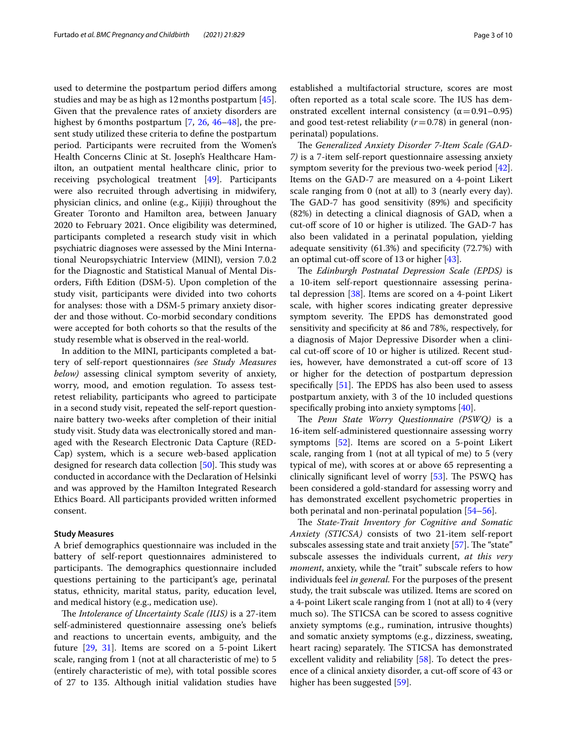used to determine the postpartum period differs among studies and may be as high as 12 months postpartum [45]. Given that the prevalence rates of anxiety disorders are highest by 6 months postpartum [7, 26, 46–48], the present study utilized these criteria to define the postpartum period. Participants were recruited from the Women's Health Concerns Clinic at St. Joseph's Healthcare Hamilton, an outpatient mental healthcare clinic, prior to receiving psychological treatment [49]. Participants were also recruited through advertising in midwifery, physician clinics, and online (e.g., Kijiji) throughout the Greater Toronto and Hamilton area, between January 2020 to February 2021. Once eligibility was determined, participants completed a research study visit in which psychiatric diagnoses were assessed by the Mini International Neuropsychiatric Interview (MINI), version 7.0.2 for the Diagnostic and Statistical Manual of Mental Disorders, Fifth Edition (DSM-5). Upon completion of the study visit, participants were divided into two cohorts for analyses: those with a DSM-5 primary anxiety disorder and those without. Co-morbid secondary conditions were accepted for both cohorts so that the results of the study resemble what is observed in the real-world.

In addition to the MINI, participants completed a battery of self-report questionnaires *(see Study Measures below)* assessing clinical symptom severity of anxiety, worry, mood, and emotion regulation. To assess test-retest reliability, participants who agreed to participate in a second study visit, repeated the self-report questionnaire battery two-weeks after completion of their initial study visit. Study data was electronically stored and managed with the Research Electronic Data Capture (REDCap) system, which is a secure web-based application designed for research data collection [50]. This study was conducted in accordance with the Declaration of Helsinki and was approved by the Hamilton Integrated Research Ethics Board. All participants provided written informed consent.

### Study Measures

A brief demographics questionnaire was included in the battery of self-report questionnaires administered to participants. The demographics questionnaire included questions pertaining to the participant's age, perinatal status, ethnicity, marital status, parity, education level, and medical history (e.g., medication use).

The *Intolerance of Uncertainty Scale (IUS)* is a 27-item self-administered questionnaire assessing one's beliefs and reactions to uncertain events, ambiguity, and the future [29, 31]. Items are scored on a 5-point Likert scale, ranging from 1 (not at all characteristic of me) to 5 (entirely characteristic of me), with total possible scores of 27 to 135. Although initial validation studies have established a multifactorial structure, scores are most often reported as a total scale score. The IUS has demonstrated excellent internal consistency ($\alpha = 0.91–0.95$) and good test-retest reliability ($r = 0.78$) in general (non-perinatal) populations.

The *Generalized Anxiety Disorder 7-Item Scale (GAD-7)* is a 7-item self-report questionnaire assessing anxiety symptom severity for the previous two-week period [42]. Items on the GAD-7 are measured on a 4-point Likert scale ranging from 0 (not at all) to 3 (nearly every day). The GAD-7 has good sensitivity (89%) and specificity (82%) in detecting a clinical diagnosis of GAD, when a cut-off score of 10 or higher is utilized. The GAD-7 has also been validated in a perinatal population, yielding adequate sensitivity (61.3%) and specificity (72.7%) with an optimal cut-off score of 13 or higher [43].

The *Edinburgh Postnatal Depression Scale (EPDS)* is a 10-item self-report questionnaire assessing perinatal depression [38]. Items are scored on a 4-point Likert scale, with higher scores indicating greater depressive symptom severity. The EPDS has demonstrated good sensitivity and specificity at 86 and 78%, respectively, for a diagnosis of Major Depressive Disorder when a clinical cut-off score of 10 or higher is utilized. Recent studies, however, have demonstrated a cut-off score of 13 or higher for the detection of postpartum depression specifically [51]. The EPDS has also been used to assess postpartum anxiety, with 3 of the 10 included questions specifically probing into anxiety symptoms [40].

The *Penn State Worry Questionnaire (PSWQ)* is a 16-item self-administered questionnaire assessing worry symptoms [52]. Items are scored on a 5-point Likert scale, ranging from 1 (not at all typical of me) to 5 (very typical of me), with scores at or above 65 representing a clinically significant level of worry [53]. The PSWQ has been considered a gold-standard for assessing worry and has demonstrated excellent psychometric properties in both perinatal and non-perinatal population [54–56].

The *State-Trait Inventory for Cognitive and Somatic Anxiety (STICSA)* consists of two 21-item self-report subscales assessing state and trait anxiety [57]. The "state" subscale assesses the individuals current, *at this very moment*, anxiety, while the "trait" subscale refers to how individuals feel *in general*. For the purposes of the present study, the trait subscale was utilized. Items are scored on a 4-point Likert scale ranging from 1 (not at all) to 4 (very much so). The STICSA can be scored to assess cognitive anxiety symptoms (e.g., rumination, intrusive thoughts) and somatic anxiety symptoms (e.g., dizziness, sweating, heart racing) separately. The STICSA has demonstrated excellent validity and reliability [58]. To detect the presence of a clinical anxiety disorder, a cut-off score of 43 or higher has been suggested [59].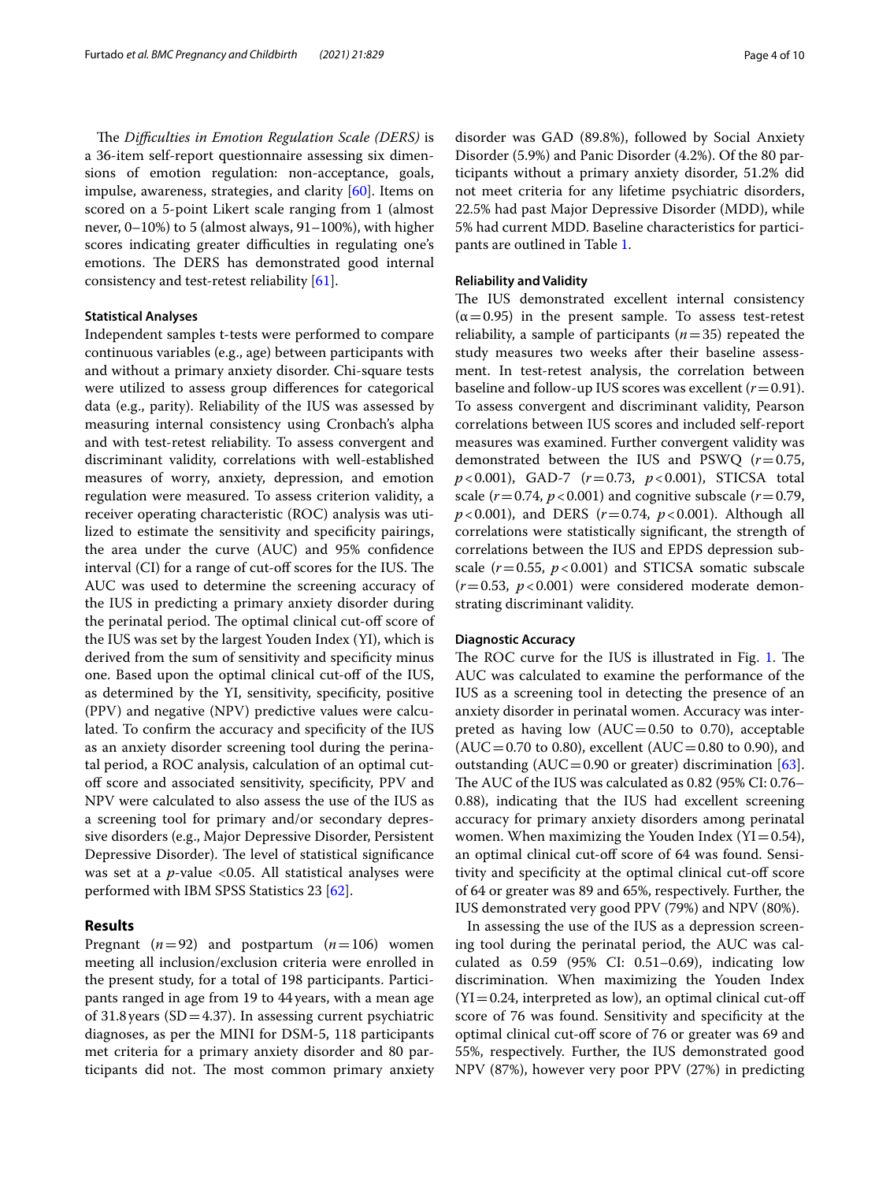The *Difficulties in Emotion Regulation Scale (DERS)* is a 36-item self-report questionnaire assessing six dimensions of emotion regulation: non-acceptance, goals, impulse, awareness, strategies, and clarity [60]. Items on scored on a 5-point Likert scale ranging from 1 (almost never, 0–10%) to 5 (almost always, 91–100%), with higher scores indicating greater difficulties in regulating one's emotions. The DERS has demonstrated good internal consistency and test-retest reliability [61].

### Statistical Analyses

Independent samples t-tests were performed to compare continuous variables (e.g., age) between participants with and without a primary anxiety disorder. Chi-square tests were utilized to assess group differences for categorical data (e.g., parity). Reliability of the IUS was assessed by measuring internal consistency using Cronbach's alpha and with test-retest reliability. To assess convergent and discriminant validity, correlations with well-established measures of worry, anxiety, depression, and emotion regulation were measured. To assess criterion validity, a receiver operating characteristic (ROC) analysis was utilized to estimate the sensitivity and specificity pairings, the area under the curve (AUC) and 95% confidence interval (CI) for a range of cut-off scores for the IUS. The AUC was used to determine the screening accuracy of the IUS in predicting a primary anxiety disorder during the perinatal period. The optimal clinical cut-off score of the IUS was set by the largest Youden Index (YI), which is derived from the sum of sensitivity and specificity minus one. Based upon the optimal clinical cut-off of the IUS, as determined by the YI, sensitivity, specificity, positive (PPV) and negative (NPV) predictive values were calculated. To confirm the accuracy and specificity of the IUS as an anxiety disorder screening tool during the perinatal period, a ROC analysis, calculation of an optimal cut-off score and associated sensitivity, specificity, PPV and NPV were calculated to also assess the use of the IUS as a screening tool for primary and/or secondary depressive disorders (e.g., Major Depressive Disorder, Persistent Depressive Disorder). The level of statistical significance was set at a *p*-value <0.05. All statistical analyses were performed with IBM SPSS Statistics 23 [62].

## Results

Pregnant ($n=92$) and postpartum ($n=106$) women meeting all inclusion/exclusion criteria were enrolled in the present study, for a total of 198 participants. Participants ranged in age from 19 to 44 years, with a mean age of 31.8 years (SD = 4.37). In assessing current psychiatric diagnoses, as per the MINI for DSM-5, 118 participants met criteria for a primary anxiety disorder and 80 participants did not. The most common primary anxiety disorder was GAD (89.8%), followed by Social Anxiety Disorder (5.9%) and Panic Disorder (4.2%). Of the 80 participants without a primary anxiety disorder, 51.2% did not meet criteria for any lifetime psychiatric disorders, 22.5% had past Major Depressive Disorder (MDD), while 5% had current MDD. Baseline characteristics for participants are outlined in Table 1.

### Reliability and Validity

The IUS demonstrated excellent internal consistency ($\alpha=0.95$) in the present sample. To assess test-retest reliability, a sample of participants ($n=35$) repeated the study measures two weeks after their baseline assessment. In test-retest analysis, the correlation between baseline and follow-up IUS scores was excellent ($r=0.91$). To assess convergent and discriminant validity, Pearson correlations between IUS scores and included self-report measures was examined. Further convergent validity was demonstrated between the IUS and PSWQ ($r=0.75$, $p<0.001$), GAD-7 ($r=0.73$, $p<0.001$), STICSA total scale ($r=0.74$, $p<0.001$) and cognitive subscale ($r=0.79$, $p<0.001$), and DERS ($r=0.74$, $p<0.001$). Although all correlations were statistically significant, the strength of correlations between the IUS and EPDS depression subscale ($r=0.55$, $p<0.001$) and STICSA somatic subscale ($r=0.53$, $p<0.001$) were considered moderate demonstrating discriminant validity.

### Diagnostic Accuracy

The ROC curve for the IUS is illustrated in Fig. 1. The AUC was calculated to examine the performance of the IUS as a screening tool in detecting the presence of an anxiety disorder in perinatal women. Accuracy was interpreted as having low (AUC = 0.50 to 0.70), acceptable (AUC = 0.70 to 0.80), excellent (AUC = 0.80 to 0.90), and outstanding (AUC = 0.90 or greater) discrimination [63]. The AUC of the IUS was calculated as 0.82 (95% CI: 0.76–0.88), indicating that the IUS had excellent screening accuracy for primary anxiety disorders among perinatal women. When maximizing the Youden Index (YI = 0.54), an optimal clinical cut-off score of 64 was found. Sensitivity and specificity at the optimal clinical cut-off score of 64 or greater was 89 and 65%, respectively. Further, the IUS demonstrated very good PPV (79%) and NPV (80%).

In assessing the use of the IUS as a depression screening tool during the perinatal period, the AUC was calculated as 0.59 (95% CI: 0.51–0.69), indicating low discrimination. When maximizing the Youden Index (YI = 0.24, interpreted as low), an optimal clinical cut-off score of 76 was found. Sensitivity and specificity at the optimal clinical cut-off score of 76 or greater was 69 and 55%, respectively. Further, the IUS demonstrated good NPV (87%), however very poor PPV (27%) in predicting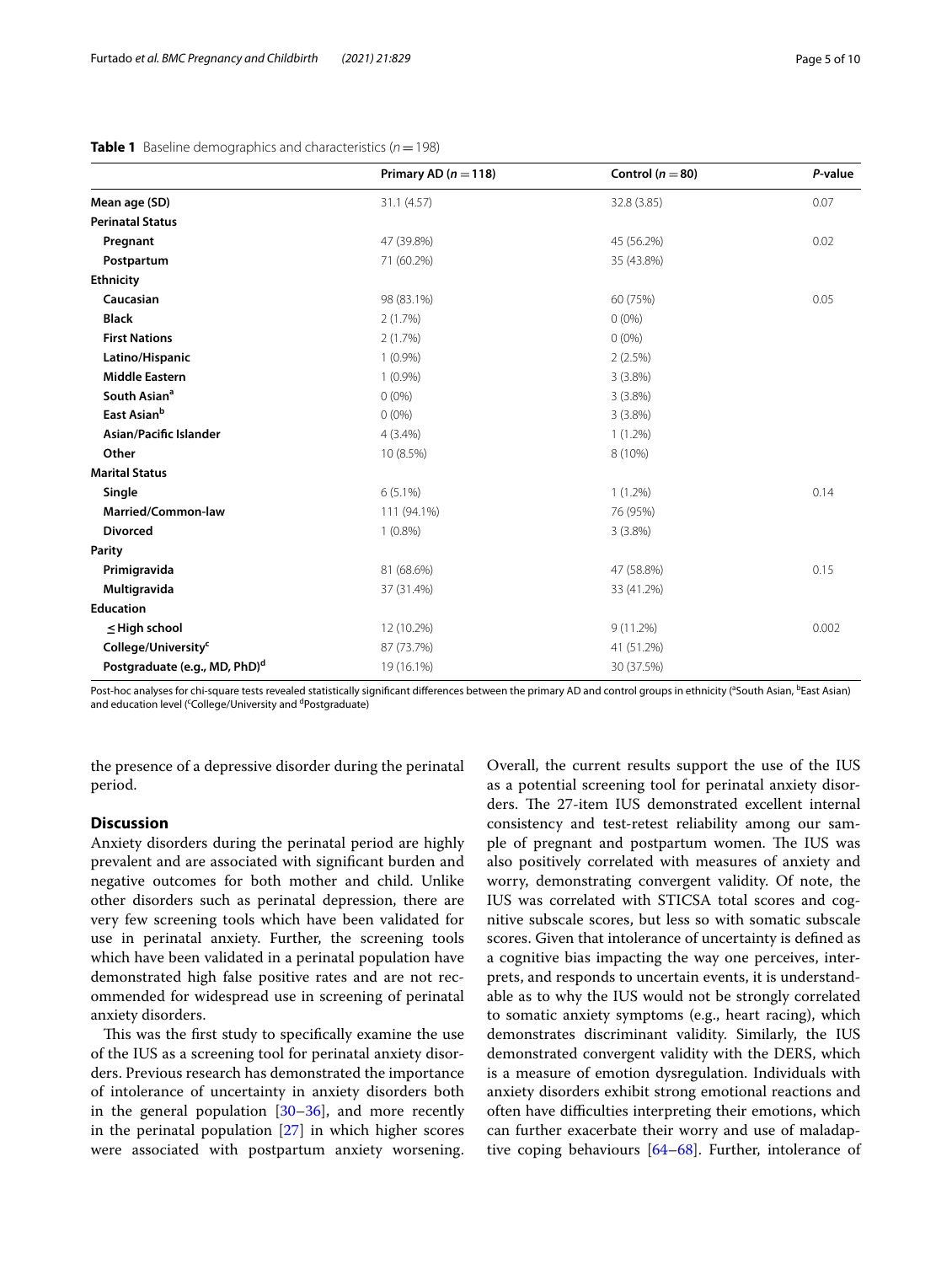**Table 1** Baseline demographics and characteristics ($n = 198$)

| | Primary AD ($n = 118$) | Control ($n = 80$) | *P*-value |
|---|---|---|---|
| **Mean age (SD)** | 31.1 (4.57) | 32.8 (3.85) | 0.07 |
| **Perinatal Status** | | | |
| **Pregnant** | 47 (39.8%) | 45 (56.2%) | 0.02 |
| **Postpartum** | 71 (60.2%) | 35 (43.8%) | |
| **Ethnicity** | | | |
| **Caucasian** | 98 (83.1%) | 60 (75%) | 0.05 |
| **Black** | 2 (1.7%) | 0 (0%) | |
| **First Nations** | 2 (1.7%) | 0 (0%) | |
| **Latino/Hispanic** | 1 (0.9%) | 2 (2.5%) | |
| **Middle Eastern** | 1 (0.9%) | 3 (3.8%) | |
| **South Asian**[a] | 0 (0%) | 3 (3.8%) | |
| **East Asian**[b] | 0 (0%) | 3 (3.8%) | |
| **Asian/Pacific Islander** | 4 (3.4%) | 1 (1.2%) | |
| **Other** | 10 (8.5%) | 8 (10%) | |
| **Marital Status** | | | |
| **Single** | 6 (5.1%) | 1 (1.2%) | 0.14 |
| **Married/Common-law** | 111 (94.1%) | 76 (95%) | |
| **Divorced** | 1 (0.8%) | 3 (3.8%) | |
| **Parity** | | | |
| **Primigravida** | 81 (68.6%) | 47 (58.8%) | 0.15 |
| **Multigravida** | 37 (31.4%) | 33 (41.2%) | |
| **Education** | | | |
| **≤ High school** | 12 (10.2%) | 9 (11.2%) | 0.002 |
| **College/University**[c] | 87 (73.7%) | 41 (51.2%) | |
| **Postgraduate (e.g., MD, PhD)**[d] | 19 (16.1%) | 30 (37.5%) | |

Post-hoc analyses for chi-square tests revealed statistically significant differences between the primary AD and control groups in ethnicity ([a]South Asian, [b]East Asian) and education level ([c]College/University and [d]Postgraduate)

the presence of a depressive disorder during the perinatal period.

## Discussion

Anxiety disorders during the perinatal period are highly prevalent and are associated with significant burden and negative outcomes for both mother and child. Unlike other disorders such as perinatal depression, there are very few screening tools which have been validated for use in perinatal anxiety. Further, the screening tools which have been validated in a perinatal population have demonstrated high false positive rates and are not recommended for widespread use in screening of perinatal anxiety disorders.

This was the first study to specifically examine the use of the IUS as a screening tool for perinatal anxiety disorders. Previous research has demonstrated the importance of intolerance of uncertainty in anxiety disorders both in the general population [30–36], and more recently in the perinatal population [27] in which higher scores were associated with postpartum anxiety worsening. Overall, the current results support the use of the IUS as a potential screening tool for perinatal anxiety disorders. The 27-item IUS demonstrated excellent internal consistency and test-retest reliability among our sample of pregnant and postpartum women. The IUS was also positively correlated with measures of anxiety and worry, demonstrating convergent validity. Of note, the IUS was correlated with STICSA total scores and cognitive subscale scores, but less so with somatic subscale scores. Given that intolerance of uncertainty is defined as a cognitive bias impacting the way one perceives, interprets, and responds to uncertain events, it is understandable as to why the IUS would not be strongly correlated to somatic anxiety symptoms (e.g., heart racing), which demonstrates discriminant validity. Similarly, the IUS demonstrated convergent validity with the DERS, which is a measure of emotion dysregulation. Individuals with anxiety disorders exhibit strong emotional reactions and often have difficulties interpreting their emotions, which can further exacerbate their worry and use of maladaptive coping behaviours [64–68]. Further, intolerance of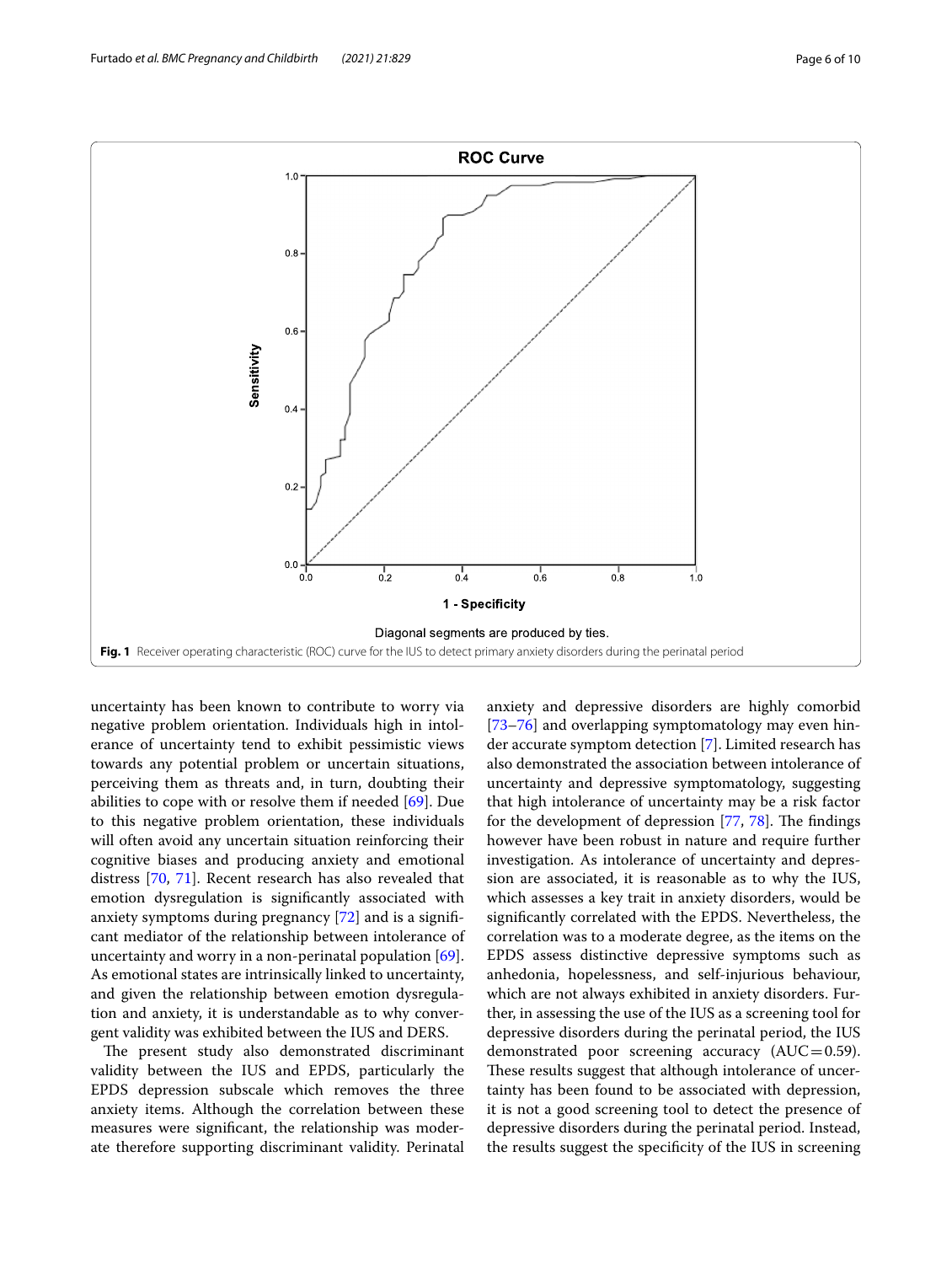Fig. 1 Receiver operating characteristic (ROC) curve for the IUS to detect primary anxiety disorders during the perinatal period

uncertainty has been known to contribute to worry via negative problem orientation. Individuals high in intolerance of uncertainty tend to exhibit pessimistic views towards any potential problem or uncertain situations, perceiving them as threats and, in turn, doubting their abilities to cope with or resolve them if needed [69]. Due to this negative problem orientation, these individuals will often avoid any uncertain situation reinforcing their cognitive biases and producing anxiety and emotional distress [70, 71]. Recent research has also revealed that emotion dysregulation is significantly associated with anxiety symptoms during pregnancy [72] and is a significant mediator of the relationship between intolerance of uncertainty and worry in a non-perinatal population [69]. As emotional states are intrinsically linked to uncertainty, and given the relationship between emotion dysregulation and anxiety, it is understandable as to why convergent validity was exhibited between the IUS and DERS.

The present study also demonstrated discriminant validity between the IUS and EPDS, particularly the EPDS depression subscale which removes the three anxiety items. Although the correlation between these measures were significant, the relationship was moderate therefore supporting discriminant validity. Perinatal anxiety and depressive disorders are highly comorbid [73–76] and overlapping symptomatology may even hinder accurate symptom detection [7]. Limited research has also demonstrated the association between intolerance of uncertainty and depressive symptomatology, suggesting that high intolerance of uncertainty may be a risk factor for the development of depression [77, 78]. The findings however have been robust in nature and require further investigation. As intolerance of uncertainty and depression are associated, it is reasonable as to why the IUS, which assesses a key trait in anxiety disorders, would be significantly correlated with the EPDS. Nevertheless, the correlation was to a moderate degree, as the items on the EPDS assess distinctive depressive symptoms such as anhedonia, hopelessness, and self-injurious behaviour, which are not always exhibited in anxiety disorders. Further, in assessing the use of the IUS as a screening tool for depressive disorders during the perinatal period, the IUS demonstrated poor screening accuracy (AUC = 0.59). These results suggest that although intolerance of uncertainty has been found to be associated with depression, it is not a good screening tool to detect the presence of depressive disorders during the perinatal period. Instead, the results suggest the specificity of the IUS in screening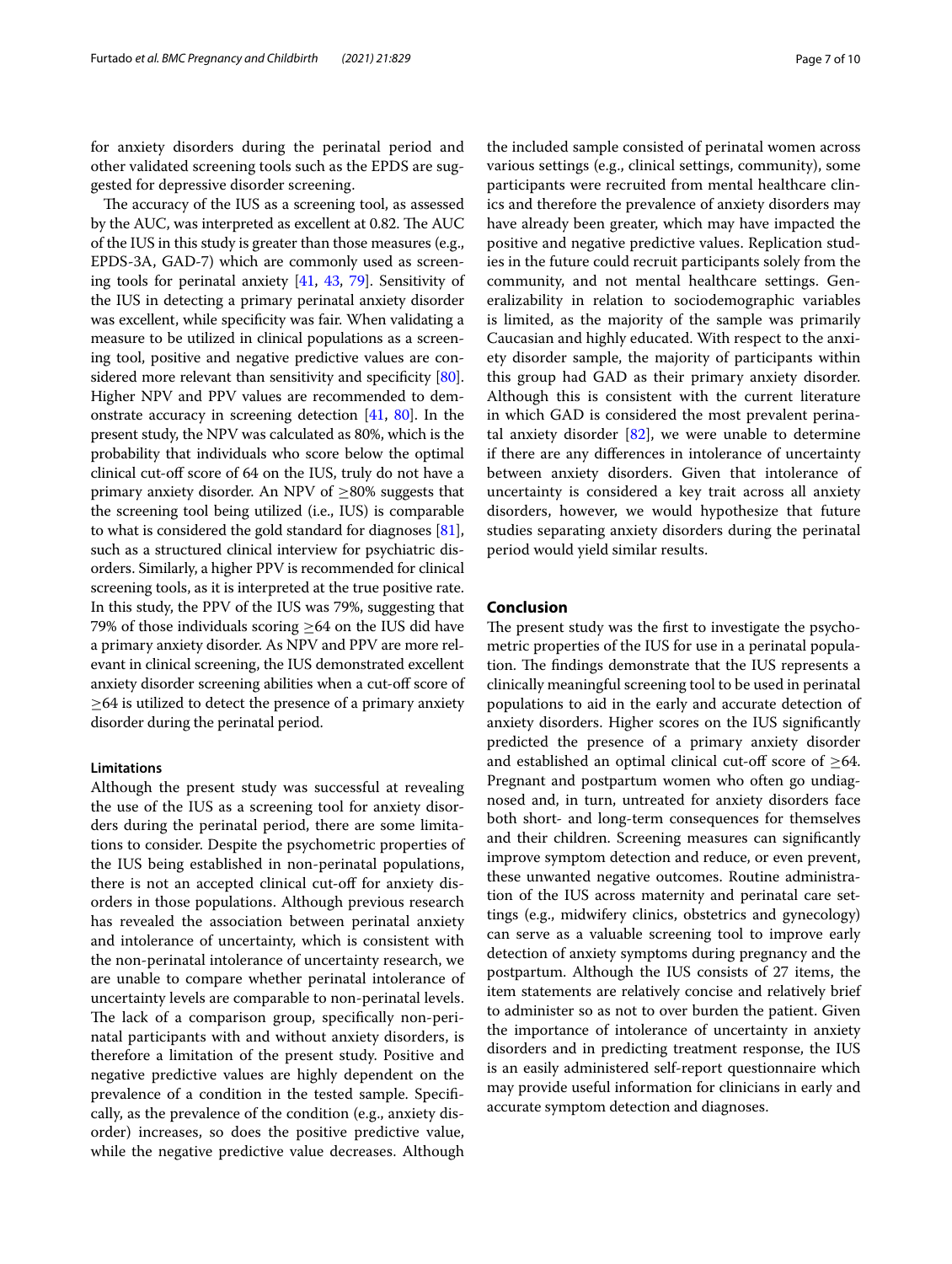for anxiety disorders during the perinatal period and other validated screening tools such as the EPDS are suggested for depressive disorder screening.

The accuracy of the IUS as a screening tool, as assessed by the AUC, was interpreted as excellent at 0.82. The AUC of the IUS in this study is greater than those measures (e.g., EPDS-3A, GAD-7) which are commonly used as screening tools for perinatal anxiety [41, 43, 79]. Sensitivity of the IUS in detecting a primary perinatal anxiety disorder was excellent, while specificity was fair. When validating a measure to be utilized in clinical populations as a screening tool, positive and negative predictive values are considered more relevant than sensitivity and specificity [80]. Higher NPV and PPV values are recommended to demonstrate accuracy in screening detection [41, 80]. In the present study, the NPV was calculated as 80%, which is the probability that individuals who score below the optimal clinical cut-off score of 64 on the IUS, truly do not have a primary anxiety disorder. An NPV of ≥80% suggests that the screening tool being utilized (i.e., IUS) is comparable to what is considered the gold standard for diagnoses [81], such as a structured clinical interview for psychiatric disorders. Similarly, a higher PPV is recommended for clinical screening tools, as it is interpreted at the true positive rate. In this study, the PPV of the IUS was 79%, suggesting that 79% of those individuals scoring ≥64 on the IUS did have a primary anxiety disorder. As NPV and PPV are more relevant in clinical screening, the IUS demonstrated excellent anxiety disorder screening abilities when a cut-off score of ≥64 is utilized to detect the presence of a primary anxiety disorder during the perinatal period.

### Limitations

Although the present study was successful at revealing the use of the IUS as a screening tool for anxiety disorders during the perinatal period, there are some limitations to consider. Despite the psychometric properties of the IUS being established in non-perinatal populations, there is not an accepted clinical cut-off for anxiety disorders in those populations. Although previous research has revealed the association between perinatal anxiety and intolerance of uncertainty, which is consistent with the non-perinatal intolerance of uncertainty research, we are unable to compare whether perinatal intolerance of uncertainty levels are comparable to non-perinatal levels. The lack of a comparison group, specifically non-perinatal participants with and without anxiety disorders, is therefore a limitation of the present study. Positive and negative predictive values are highly dependent on the prevalence of a condition in the tested sample. Specifically, as the prevalence of the condition (e.g., anxiety disorder) increases, so does the positive predictive value, while the negative predictive value decreases. Although the included sample consisted of perinatal women across various settings (e.g., clinical settings, community), some participants were recruited from mental healthcare clinics and therefore the prevalence of anxiety disorders may have already been greater, which may have impacted the positive and negative predictive values. Replication studies in the future could recruit participants solely from the community, and not mental healthcare settings. Generalizability in relation to sociodemographic variables is limited, as the majority of the sample was primarily Caucasian and highly educated. With respect to the anxiety disorder sample, the majority of participants within this group had GAD as their primary anxiety disorder. Although this is consistent with the current literature in which GAD is considered the most prevalent perinatal anxiety disorder [82], we were unable to determine if there are any differences in intolerance of uncertainty between anxiety disorders. Given that intolerance of uncertainty is considered a key trait across all anxiety disorders, however, we would hypothesize that future studies separating anxiety disorders during the perinatal period would yield similar results.

## Conclusion

The present study was the first to investigate the psychometric properties of the IUS for use in a perinatal population. The findings demonstrate that the IUS represents a clinically meaningful screening tool to be used in perinatal populations to aid in the early and accurate detection of anxiety disorders. Higher scores on the IUS significantly predicted the presence of a primary anxiety disorder and established an optimal clinical cut-off score of ≥64. Pregnant and postpartum women who often go undiagnosed and, in turn, untreated for anxiety disorders face both short- and long-term consequences for themselves and their children. Screening measures can significantly improve symptom detection and reduce, or even prevent, these unwanted negative outcomes. Routine administration of the IUS across maternity and perinatal care settings (e.g., midwifery clinics, obstetrics and gynecology) can serve as a valuable screening tool to improve early detection of anxiety symptoms during pregnancy and the postpartum. Although the IUS consists of 27 items, the item statements are relatively concise and relatively brief to administer so as not to over burden the patient. Given the importance of intolerance of uncertainty in anxiety disorders and in predicting treatment response, the IUS is an easily administered self-report questionnaire which may provide useful information for clinicians in early and accurate symptom detection and diagnoses.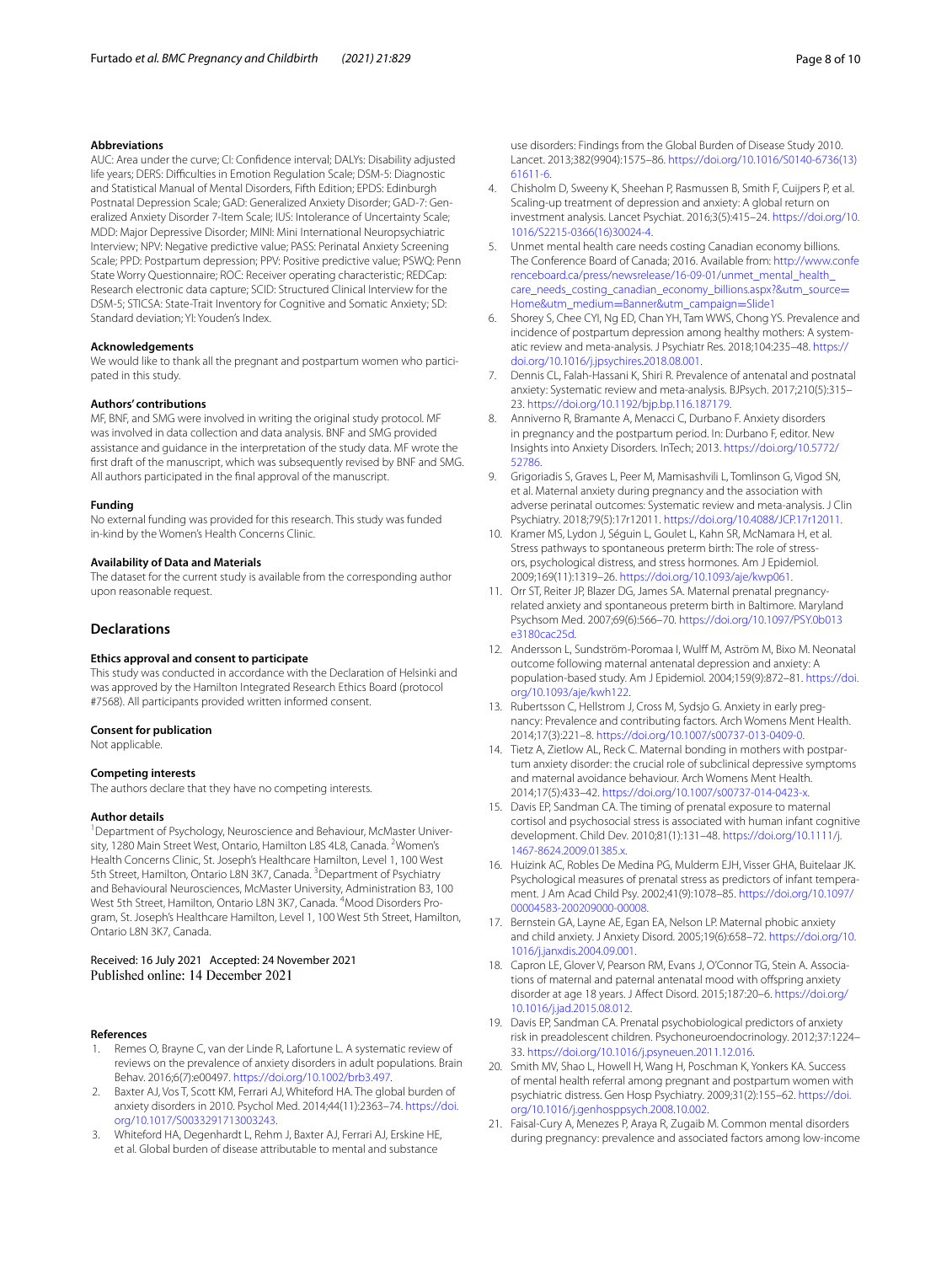### Abbreviations

AUC: Area under the curve; CI: Confidence interval; DALYs: Disability adjusted life years; DERS: Difficulties in Emotion Regulation Scale; DSM-5: Diagnostic and Statistical Manual of Mental Disorders, Fifth Edition; EPDS: Edinburgh Postnatal Depression Scale; GAD: Generalized Anxiety Disorder; GAD-7: Generalized Anxiety Disorder 7-Item Scale; IUS: Intolerance of Uncertainty Scale; MDD: Major Depressive Disorder; MINI: Mini International Neuropsychiatric Interview; NPV: Negative predictive value; PASS: Perinatal Anxiety Screening Scale; PPD: Postpartum depression; PPV: Positive predictive value; PSWQ: Penn State Worry Questionnaire; ROC: Receiver operating characteristic; REDCap: Research electronic data capture; SCID: Structured Clinical Interview for the DSM-5; STICSA: State-Trait Inventory for Cognitive and Somatic Anxiety; SD: Standard deviation; YI: Youden's Index.

### Acknowledgements

We would like to thank all the pregnant and postpartum women who participated in this study.

### Authors' contributions

MF, BNF, and SMG were involved in writing the original study protocol. MF was involved in data collection and data analysis. BNF and SMG provided assistance and guidance in the interpretation of the study data. MF wrote the first draft of the manuscript, which was subsequently revised by BNF and SMG. All authors participated in the final approval of the manuscript.

### Funding

No external funding was provided for this research. This study was funded in-kind by the Women's Health Concerns Clinic.

### Availability of Data and Materials

The dataset for the current study is available from the corresponding author upon reasonable request.

## Declarations

### Ethics approval and consent to participate

This study was conducted in accordance with the Declaration of Helsinki and was approved by the Hamilton Integrated Research Ethics Board (protocol #7568). All participants provided written informed consent.

### Consent for publication

Not applicable.

### Competing interests

The authors declare that they have no competing interests.

### Author details

[1]Department of Psychology, Neuroscience and Behaviour, McMaster University, 1280 Main Street West, Ontario, Hamilton L8S 4L8, Canada. [2]Women's Health Concerns Clinic, St. Joseph's Healthcare Hamilton, Level 1, 100 West 5th Street, Hamilton, Ontario L8N 3K7, Canada. [3]Department of Psychiatry and Behavioural Neurosciences, McMaster University, Administration B3, 100 West 5th Street, Hamilton, Ontario L8N 3K7, Canada. [4]Mood Disorders Program, St. Joseph's Healthcare Hamilton, Level 1, 100 West 5th Street, Hamilton, Ontario L8N 3K7, Canada.

Received: 16 July 2021 Accepted: 24 November 2021
Published online: 14 December 2021

### References

1. Remes O, Brayne C, van der Linde R, Lafortune L. A systematic review of reviews on the prevalence of anxiety disorders in adult populations. Brain Behav. 2016;6(7):e00497. https://doi.org/10.1002/brb3.497.
2. Baxter AJ, Vos T, Scott KM, Ferrari AJ, Whiteford HA. The global burden of anxiety disorders in 2010. Psychol Med. 2014;44(11):2363–74. https://doi.org/10.1017/S0033291713003243.
3. Whiteford HA, Degenhardt L, Rehm J, Baxter AJ, Ferrari AJ, Erskine HE, et al. Global burden of disease attributable to mental and substance use disorders: Findings from the Global Burden of Disease Study 2010. Lancet. 2013;382(9904):1575–86. https://doi.org/10.1016/S0140-6736(13)61611-6.
4. Chisholm D, Sweeny K, Sheehan P, Rasmussen B, Smith F, Cuijpers P, et al. Scaling-up treatment of depression and anxiety: A global return on investment analysis. Lancet Psychiat. 2016;3(5):415–24. https://doi.org/10.1016/S2215-0366(16)30024-4.
5. Unmet mental health care needs costing Canadian economy billions. The Conference Board of Canada; 2016. Available from: http://www.conferenceboard.ca/press/newsrelease/16-09-01/unmet_mental_health_care_needs_costing_canadian_economy_billions.aspx?&utm_source=Home&utm_medium=Banner&utm_campaign=Slide1
6. Shorey S, Chee CYI, Ng ED, Chan YH, Tam WWS, Chong YS. Prevalence and incidence of postpartum depression among healthy mothers: A systematic review and meta-analysis. J Psychiatr Res. 2018;104:235–48. https://doi.org/10.1016/j.jpsychires.2018.08.001.
7. Dennis CL, Falah-Hassani K, Shiri R. Prevalence of antenatal and postnatal anxiety: Systematic review and meta-analysis. BJPsych. 2017;210(5):315–23. https://doi.org/10.1192/bjp.bp.116.187179.
8. Anniverno R, Bramante A, Menacci C, Durbano F. Anxiety disorders in pregnancy and the postpartum period. In: Durbano F, editor. New Insights into Anxiety Disorders. InTech; 2013. https://doi.org/10.5772/52786.
9. Grigoriadis S, Graves L, Peer M, Mamisashvili L, Tomlinson G, Vigod SN, et al. Maternal anxiety during pregnancy and the association with adverse perinatal outcomes: Systematic review and meta-analysis. J Clin Psychiatry. 2018;79(5):17r12011. https://doi.org/10.4088/JCP.17r12011.
10. Kramer MS, Lydon J, Séguin L, Goulet L, Kahn SR, McNamara H, et al. Stress pathways to spontaneous preterm birth: The role of stressors, psychological distress, and stress hormones. Am J Epidemiol. 2009;169(11):1319–26. https://doi.org/10.1093/aje/kwp061.
11. Orr ST, Reiter JP, Blazer DG, James SA. Maternal prenatal pregnancy-related anxiety and spontaneous preterm birth in Baltimore. Maryland Psychsom Med. 2007;69(6):566–70. https://doi.org/10.1097/PSY.0b013e3180cac25d.
12. Andersson L, Sundström-Poromaa I, Wulff M, Aström M, Bixo M. Neonatal outcome following maternal antenatal depression and anxiety: A population-based study. Am J Epidemiol. 2004;159(9):872–81. https://doi.org/10.1093/aje/kwh122.
13. Rubertsson C, Hellstrom J, Cross M, Sydsjo G. Anxiety in early pregnancy: Prevalence and contributing factors. Arch Womens Ment Health. 2014;17(3):221–8. https://doi.org/10.1007/s00737-013-0409-0.
14. Tietz A, Zietlow AL, Reck C. Maternal bonding in mothers with postpartum anxiety disorder: the crucial role of subclinical depressive symptoms and maternal avoidance behaviour. Arch Womens Ment Health. 2014;17(5):433–42. https://doi.org/10.1007/s00737-014-0423-x.
15. Davis EP, Sandman CA. The timing of prenatal exposure to maternal cortisol and psychosocial stress is associated with human infant cognitive development. Child Dev. 2010;81(1):131–48. https://doi.org/10.1111/j.1467-8624.2009.01385.x.
16. Huizink AC, Robles De Medina PG, Mulderm EJH, Visser GHA, Buitelaar JK. Psychological measures of prenatal stress as predictors of infant temperament. J Am Acad Child Psy. 2002;41(9):1078–85. https://doi.org/10.1097/00004583-200209000-00008.
17. Bernstein GA, Layne AE, Egan EA, Nelson LP. Maternal phobic anxiety and child anxiety. J Anxiety Disord. 2005;19(6):658–72. https://doi.org/10.1016/j.janxdis.2004.09.001.
18. Capron LE, Glover V, Pearson RM, Evans J, O'Connor TG, Stein A. Associations of maternal and paternal antenatal mood with offspring anxiety disorder at age 18 years. J Affect Disord. 2015;187:20–6. https://doi.org/10.1016/j.jad.2015.08.012.
19. Davis EP, Sandman CA. Prenatal psychobiological predictors of anxiety risk in preadolescent children. Psychoneuroendocrinology. 2012;37:1224–33. https://doi.org/10.1016/j.psyneuen.2011.12.016.
20. Smith MV, Shao L, Howell H, Wang H, Poschman K, Yonkers KA. Success of mental health referral among pregnant and postpartum women with psychiatric distress. Gen Hosp Psychiatry. 2009;31(2):155–62. https://doi.org/10.1016/j.genhosppsych.2008.10.002.
21. Faisal-Cury A, Menezes P, Araya R, Zugaib M. Common mental disorders during pregnancy: prevalence and associated factors among low-income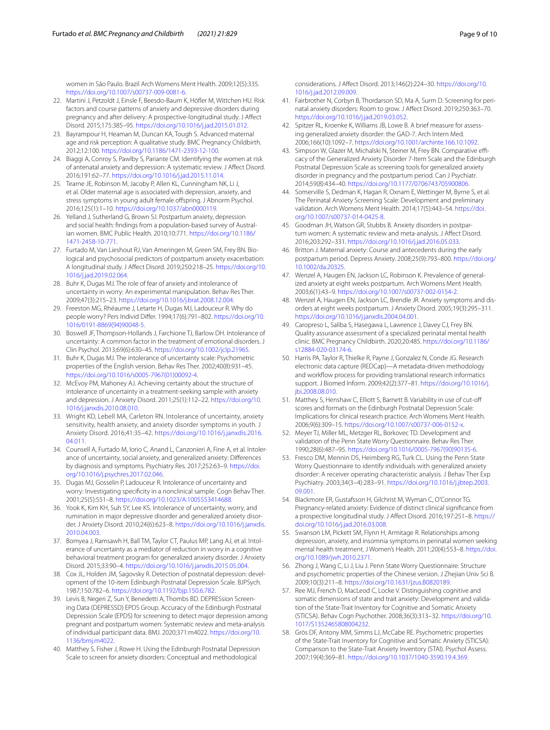women in São Paulo. Brazil Arch Womens Ment Health. 2009;12(5):335. https://doi.org/10.1007/s00737-009-0081-6.

22. Martini J, Petzoldt J, Einsle F, Beesdo-Baum K, Höfler M, Wittchen HU. Risk factors and course patterns of anxiety and depressive disorders during pregnancy and after delivery: A prospective-longitudinal study. J Affect Disord. 2015;175:385–95. https://doi.org/10.1016/j.jad.2015.01.012.
23. Bayrampour H, Heaman M, Duncan KA, Tough S. Advanced maternal age and risk perception: A qualitative study. BMC Pregnancy Childbirth. 2012;12:100. https://doi.org/10.1186/1471-2393-12-100.
24. Biaggi A, Conroy S, Pawlby S, Pariante CM. Identifying the women at risk of antenatal anxiety and depression: A systematic review. J Affect Disord. 2016;191:62–77. https://doi.org/10.1016/j.jad.2015.11.014.
25. Tearne JE, Robinson M, Jacoby P, Allen KL, Cunningham NK, Li J, et al. Older maternal age is associated with depression, anxiety, and stress symptoms in young adult female offspring. J Abnorm Psychol. 2016;125(1):1–10. https://doi.org/10.1037/abn0000119.
26. Yelland J, Sutherland G, Brown SJ. Postpartum anxiety, depression and social health: findings from a population-based survey of Australian women. BMC Public Health. 2010;10:771. https://doi.org/10.1186/1471-2458-10-771.
27. Furtado M, Van Lieshout RJ, Van Ameringen M, Green SM, Frey BN. Biological and psychosocial predictors of postpartum anxiety exacerbation: A longitudinal study. J Affect Disord. 2019;250:218–25. https://doi.org/10.1016/j.jad.2019.02.064.
28. Buhr K, Dugas MJ. The role of fear of anxiety and intolerance of uncertainty in worry: An experimental manipulation. Behav Res Ther. 2009;47(3):215–23. https://doi.org/10.1016/j.brat.2008.12.004.
29. Freeston MG, Rhéaume J, Letarte H, Dugas MJ, Ladouceur R. Why do people worry? Pers Individ Differ. 1994;17(6):791–802. https://doi.org/10.1016/0191-8869(94)90048-5.
30. Boswell JF, Thompson-Hollands J, Farchione TJ, Barlow DH. Intolerance of uncertainty: A common factor in the treatment of emotional disorders. J Clin Psychol. 2013;69(6):630–45. https://doi.org/10.1002/jclp.21965.
31. Buhr K, Dugas MJ. The intolerance of uncertainty scale: Psychometric properties of the English version. Behav Res Ther. 2002;40(8):931–45. https://doi.org/10.1016/s0005-7967(01)00092-4.
32. McEvoy PM, Mahoney AJ. Achieving certainty about the structure of intolerance of uncertainty in a treatment-seeking sample with anxiety and depression. J Anxiety Disord. 2011;25(1):112–22. https://doi.org/10.1016/j.janxdis.2010.08.010.
33. Wright KD, Lebell MA, Carleton RN. Intolerance of uncertainty, anxiety sensitivity, health anxiety, and anxiety disorder symptoms in youth. J Anxiety Disord. 2016;41:35–42. https://doi.org/10.1016/j.janxdis.2016.04.011.
34. Counsell A, Furtado M, Iorio C, Anand L, Canzonieri A, Fine A, et al. Intolerance of uncertainty, social anxiety, and generalized anxiety: Differences by diagnosis and symptoms. Psychiatry Res. 2017;252:63–9. https://doi.org/10.1016/j.psychres.2017.02.046.
35. Dugas MJ, Gosselin P, Ladouceur R. Intolerance of uncertainty and worry: Investigating specificity in a nonclinical sample. Cogn Behav Ther. 2001;25(5):551–8. https://doi.org/10.1023/A:1005553414688.
36. Yook K, Kim KH, Suh SY, Lee KS. Intolerance of uncertainty, worry, and rumination in major depressive disorder and generalized anxiety disorder. J Anxiety Disord. 2010;24(6):623–8. https://doi.org/10.1016/j.janxdis.2010.04.003.
37. Bomyea J, Ramsawh H, Ball TM, Taylor CT, Paulus MP, Lang AJ, et al. Intolerance of uncertainty as a mediator of reduction in worry in a cognitive behavioral treatment program for generalized anxiety disorder. J Anxiety Disord. 2015;33:90–4. https://doi.org/10.1016/j.janxdis.2015.05.004.
38. Cox JL, Holden JM, Sagovsky R. Detection of postnatal depression: development of the 10-item Edinburgh Postnatal Depression Scale. BJPsych. 1987;150:782–6. https://doi.org/10.1192/bjp.150.6.782.
39. Levis B, Negeri Z, Sun Y, Benedetti A, Thombs BD. DEPRESsion Screening Data (DEPRESSD) EPDS Group. Accuracy of the Edinburgh Postnatal Depression Scale (EPDS) for screening to detect major depression among pregnant and postpartum women: Systematic review and meta-analysis of individual participant data. BMJ. 2020;371:m4022. https://doi.org/10.1136/bmj.m4022.
40. Matthey S, Fisher J, Rowe H. Using the Edinburgh Postnatal Depression Scale to screen for anxiety disorders: Conceptual and methodological considerations. J Affect Disord. 2013;146(2):224–30. https://doi.org/10.1016/j.jad.2012.09.009.
41. Fairbrother N, Corbyn B, Thordarson SD, Ma A, Surm D. Screening for perinatal anxiety disorders: Room to grow. J Affect Disord. 2019;250:363–70. https://doi.org/10.1016/j.jad.2019.03.052.
42. Spitzer RL, Kroenke K, Williams JB, Lowe B. A brief measure for assessing generalized anxiety disorder: the GAD-7. Arch Intern Med. 2006;166(10):1092–7. https://doi.org/10.1001/archinte.166.10.1092.
43. Simpson W, Glazer M, Michalski N, Steiner M, Frey BN. Comparative efficacy of the Generalized Anxiety Disorder 7-Item Scale and the Edinburgh Postnatal Depression Scale as screening tools for generalized anxiety disorder in pregnancy and the postpartum period. Can J Psychiatr. 2014;59(8):434–40. https://doi.org/10.1177/070674370590080​6.
44. Somerville S, Dedman K, Hagan R, Oxnam E, Wettinger M, Byrne S, et al. The Perinatal Anxiety Screening Scale: Development and preliminary validation. Arch Womens Ment Health. 2014;17(5):443–54. https://doi.org/10.1007/s00737-014-0425-8.
45. Goodman JH, Watson GR, Stubbs B. Anxiety disorders in postpartum women: A systematic review and meta-analysis. J Affect Disord. 2016;203:292–331. https://doi.org/10.1016/j.jad.2016.05.033.
46. Britton J. Maternal anxiety: Course and antecedents during the early postpartum period. Depress Anxiety. 2008;25(9):793–800. https://doi.org/10.1002/da.20325.
47. Wenzel A, Haugen EN, Jackson LC, Robinson K. Prevalence of generalized anxiety at eight weeks postpartum. Arch Womens Ment Health. 2003;6(1):43–9. https://doi.org/10.1007/s00737-002-0154-2.
48. Wenzel A, Haugen EN, Jackson LC, Brendle JR. Anxiety symptoms and disorders at eight weeks postpartum. J Anxiety Disord. 2005;19(3):295–311. https://doi.org/10.1016/j.janxdis.2004.04.001.
49. Caropreso L, Saliba S, Hasegawa L, Lawrence J, Davey CJ, Frey BN. Quality assurance assessment of a specialized perinatal mental health clinic. BMC Pregnancy Childbirth. 2020;20:485. https://doi.org/10.1186/s12884-020-03174-6.
50. Harris PA, Taylor R, Thielke R, Payne J, Gonzalez N, Conde JG. Research electronic data capture (REDCap)—A metadata-driven methodology and workflow process for providing translational research informatics support. J Biomed Inform. 2009;42(2):377–81. https://doi.org/10.1016/j.jbi.2008.08.010.
51. Matthey S, Henshaw C, Elliott S, Barnett B. Variability in use of cut-off scores and formats on the Edinburgh Postnatal Depression Scale: Implications for clinical research practice. Arch Womens Ment Health. 2006;9(6):309–15. https://doi.org/10.1007/s00737-006-0152-x.
52. Meyer TJ, Miller ML, Metzger RL, Borkovec TD. Development and validation of the Penn State Worry Questionnaire. Behav Res Ther. 1990;28(6):487–95. https://doi.org/10.1016/0005-7967(90)90135-6.
53. Fresco DM, Mennin DS, Heimberg RG, Turk CL. Using the Penn State Worry Questionnaire to identify individuals with generalized anxiety disorder: A receiver operating characteristic analysis. J Behav Ther Exp Psychiatry. 2003;34(3–4):283–91. https://doi.org/10.1016/j.jbtep.2003.09.001.
54. Blackmore ER, Gustafsson H, Gilchrist M, Wyman C, O'Connor TG. Pregnancy-related anxiety: Evidence of distinct clinical significance from a prospective longitudinal study. J Affect Disord. 2016;197:251–8. https://doi.org/10.1016/j.jad.2016.03.008.
55. Swanson LM, Pickett SM, Flynn H, Armitage R. Relationships among depression, anxiety, and insomnia symptoms in perinatal women seeking mental health treatment. J Women's Health. 2011;20(4):553–8. https://doi.org/10.1089/jwh.2010.2371.
56. Zhong J, Wang C, Li J, Liu J. Penn State Worry Questionnaire: Structure and psychometric properties of the Chinese version. J Zhejiang Univ Sci B. 2009;10(3):211–8. https://doi.org/10.1631/jzus.B0820189.
57. Ree MJ, French D, MacLeod C, Locke V. Distinguishing cognitive and somatic dimensions of state and trait anxiety: Development and validation of the State-Trait Inventory for Cognitive and Somatic Anxiety (STICSA). Behav Cogn Psychother. 2008;36(3):313–32. https://doi.org/10.1017/S1352465808004232.
58. Grös DF, Antony MM, Simms LJ, McCabe RE. Psychometric properties of the State-Trait Inventory for Cognitive and Somatic Anxiety (STICSA): Comparison to the State-Trait Anxiety Inventory (STAI). Psychol Assess. 2007;19(4):369–81. https://doi.org/10.1037/1040-3590.19.4.369.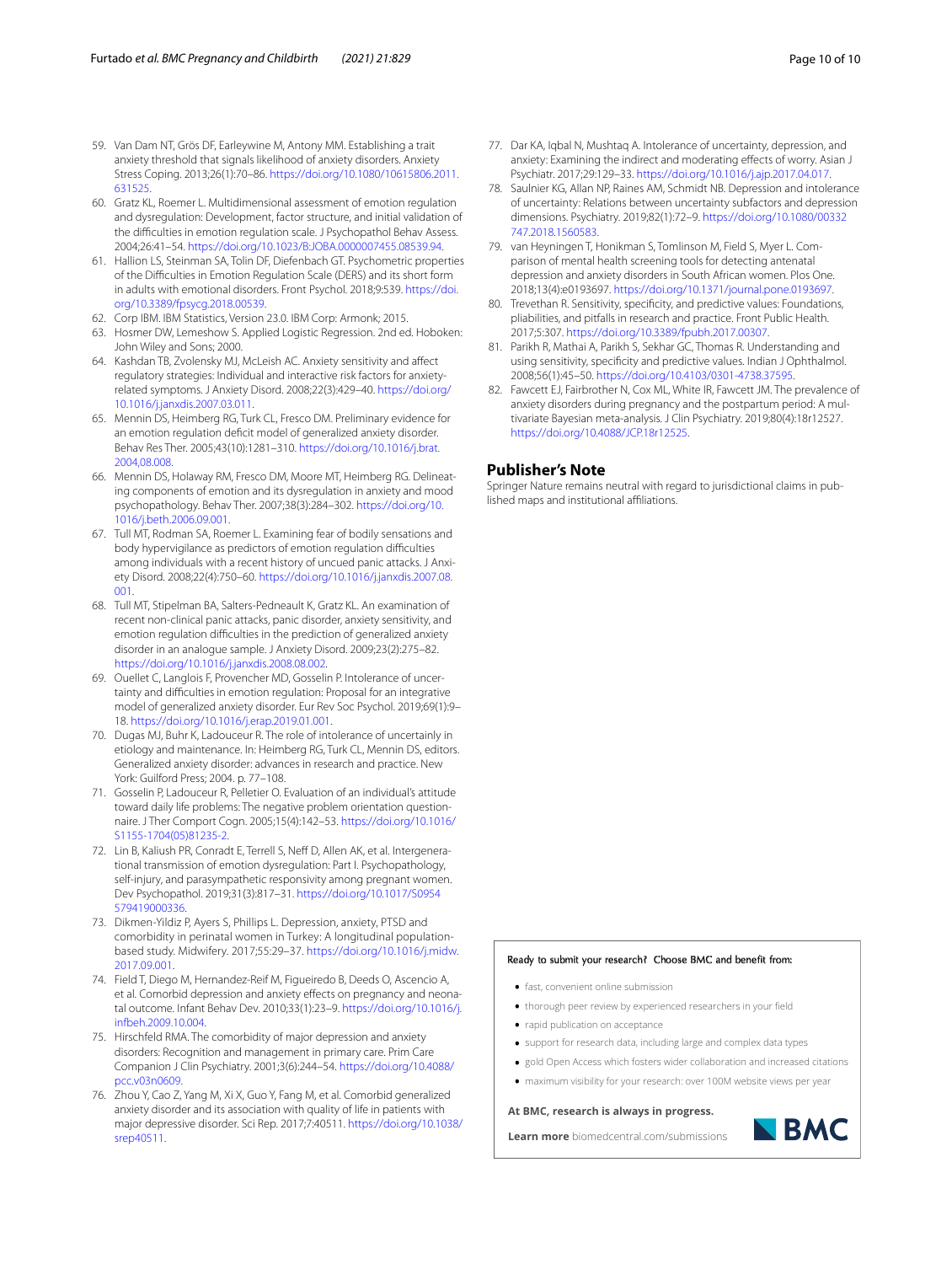59. Van Dam NT, Grös DF, Earleywine M, Antony MM. Establishing a trait anxiety threshold that signals likelihood of anxiety disorders. Anxiety Stress Coping. 2013;26(1):70–86. https://doi.org/10.1080/10615806.2011.631525.
60. Gratz KL, Roemer L. Multidimensional assessment of emotion regulation and dysregulation: Development, factor structure, and initial validation of the difficulties in emotion regulation scale. J Psychopathol Behav Assess. 2004;26:41–54. https://doi.org/10.1023/B:JOBA.0000007455.08539.94.
61. Hallion LS, Steinman SA, Tolin DF, Diefenbach GT. Psychometric properties of the Difficulties in Emotion Regulation Scale (DERS) and its short form in adults with emotional disorders. Front Psychol. 2018;9:539. https://doi.org/10.3389/fpsycg.2018.00539.
62. Corp IBM. IBM Statistics, Version 23.0. IBM Corp: Armonk; 2015.
63. Hosmer DW, Lemeshow S. Applied Logistic Regression. 2nd ed. Hoboken: John Wiley and Sons; 2000.
64. Kashdan TB, Zvolensky MJ, McLeish AC. Anxiety sensitivity and affect regulatory strategies: Individual and interactive risk factors for anxiety-related symptoms. J Anxiety Disord. 2008;22(3):429–40. https://doi.org/10.1016/j.janxdis.2007.03.011.
65. Mennin DS, Heimberg RG, Turk CL, Fresco DM. Preliminary evidence for an emotion regulation deficit model of generalized anxiety disorder. Behav Res Ther. 2005;43(10):1281–310. https://doi.org/10.1016/j.brat.2004,08.008.
66. Mennin DS, Holaway RM, Fresco DM, Moore MT, Heimberg RG. Delineating components of emotion and its dysregulation in anxiety and mood psychopathology. Behav Ther. 2007;38(3):284–302. https://doi.org/10.1016/j.beth.2006.09.001.
67. Tull MT, Rodman SA, Roemer L. Examining fear of bodily sensations and body hypervigilance as predictors of emotion regulation difficulties among individuals with a recent history of uncued panic attacks. J Anxiety Disord. 2008;22(4):750–60. https://doi.org/10.1016/j.janxdis.2007.08.001.
68. Tull MT, Stipelman BA, Salters-Pedneault K, Gratz KL. An examination of recent non-clinical panic attacks, panic disorder, anxiety sensitivity, and emotion regulation difficulties in the prediction of generalized anxiety disorder in an analogue sample. J Anxiety Disord. 2009;23(2):275–82. https://doi.org/10.1016/j.janxdis.2008.08.002.
69. Ouellet C, Langlois F, Provencher MD, Gosselin P. Intolerance of uncertainty and difficulties in emotion regulation: Proposal for an integrative model of generalized anxiety disorder. Eur Rev Soc Psychol. 2019;69(1):9–18. https://doi.org/10.1016/j.erap.2019.01.001.
70. Dugas MJ, Buhr K, Ladouceur R. The role of intolerance of uncertainly in etiology and maintenance. In: Heimberg RG, Turk CL, Mennin DS, editors. Generalized anxiety disorder: advances in research and practice. New York: Guilford Press; 2004. p. 77–108.
71. Gosselin P, Ladouceur R, Pelletier O. Evaluation of an individual's attitude toward daily life problems: The negative problem orientation questionnaire. J Ther Comport Cogn. 2005;15(4):142–53. https://doi.org/10.1016/S1155-1704(05)81235-2.
72. Lin B, Kaliush PR, Conradt E, Terrell S, Neff D, Allen AK, et al. Intergenerational transmission of emotion dysregulation: Part I. Psychopathology, self-injury, and parasympathetic responsivity among pregnant women. Dev Psychopathol. 2019;31(3):817–31. https://doi.org/10.1017/S0954579419000336.
73. Dikmen-Yildiz P, Ayers S, Phillips L. Depression, anxiety, PTSD and comorbidity in perinatal women in Turkey: A longitudinal population-based study. Midwifery. 2017;55:29–37. https://doi.org/10.1016/j.midw.2017.09.001.
74. Field T, Diego M, Hernandez-Reif M, Figueiredo B, Deeds O, Ascencio A, et al. Comorbid depression and anxiety effects on pregnancy and neonatal outcome. Infant Behav Dev. 2010;33(1):23–9. https://doi.org/10.1016/j.infbeh.2009.10.004.
75. Hirschfeld RMA. The comorbidity of major depression and anxiety disorders: Recognition and management in primary care. Prim Care Companion J Clin Psychiatry. 2001;3(6):244–54. https://doi.org/10.4088/pcc.v03n0609.
76. Zhou Y, Cao Z, Yang M, Xi X, Guo Y, Fang M, et al. Comorbid generalized anxiety disorder and its association with quality of life in patients with major depressive disorder. Sci Rep. 2017;7:40511. https://doi.org/10.1038/srep40511.
77. Dar KA, Iqbal N, Mushtaq A. Intolerance of uncertainty, depression, and anxiety: Examining the indirect and moderating effects of worry. Asian J Psychiatr. 2017;29:129–33. https://doi.org/10.1016/j.ajp.2017.04.017.
78. Saulnier KG, Allan NP, Raines AM, Schmidt NB. Depression and intolerance of uncertainty: Relations between uncertainty subfactors and depression dimensions. Psychiatry. 2019;82(1):72–9. https://doi.org/10.1080/00332747.2018.1560583.
79. van Heyningen T, Honikman S, Tomlinson M, Field S, Myer L. Comparison of mental health screening tools for detecting antenatal depression and anxiety disorders in South African women. Plos One. 2018;13(4):e0193697. https://doi.org/10.1371/journal.pone.0193697.
80. Trevethan R. Sensitivity, specificity, and predictive values: Foundations, pliabilities, and pitfalls in research and practice. Front Public Health. 2017;5:307. https://doi.org/10.3389/fpubh.2017.00307.
81. Parikh R, Mathai A, Parikh S, Sekhar GC, Thomas R. Understanding and using sensitivity, specificity and predictive values. Indian J Ophthalmol. 2008;56(1):45–50. https://doi.org/10.4103/0301-4738.37595.
82. Fawcett EJ, Fairbrother N, Cox ML, White IR, Fawcett JM. The prevalence of anxiety disorders during pregnancy and the postpartum period: A multivariate Bayesian meta-analysis. J Clin Psychiatry. 2019;80(4):18r12527. https://doi.org/10.4088/JCP.18r12525.

## Publisher's Note

Springer Nature remains neutral with regard to jurisdictional claims in published maps and institutional affiliations.

Ready to submit your research? Choose BMC and benefit from:

- fast, convenient online submission
- thorough peer review by experienced researchers in your field
- rapid publication on acceptance
- support for research data, including large and complex data types
- gold Open Access which fosters wider collaboration and increased citations
- maximum visibility for your research: over 100M website views per year

**At BMC, research is always in progress.**

**Learn more** biomedcentral.com/submissions